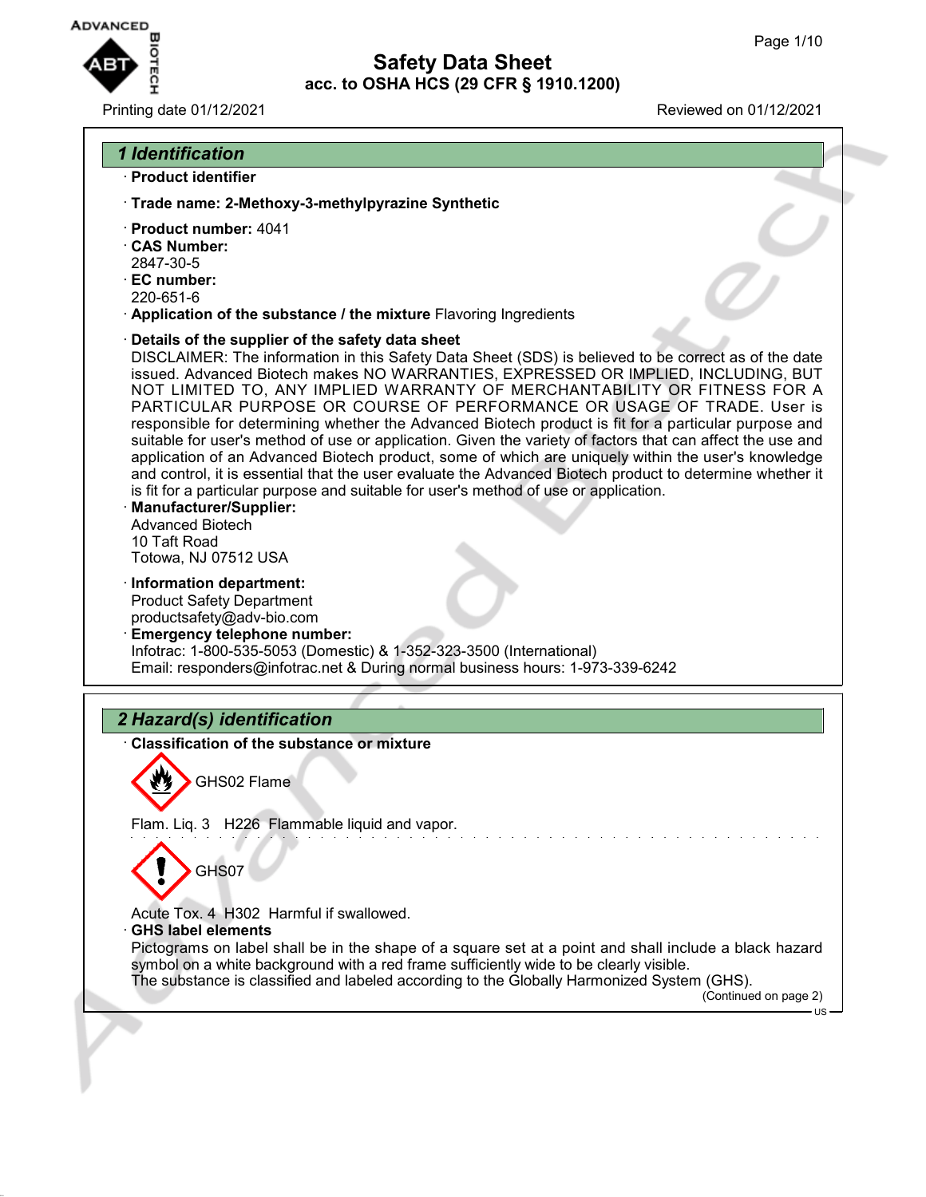# Safety Data Sheet
## acc. to OSHA HCS (29 CFR § 1910.1200)

Printing date 01/12/2021 Reviewed on 01/12/2021

## 1 Identification

· **Product identifier**

· **Trade name: 2-Methoxy-3-methylpyrazine Synthetic**

· **Product number:** 4041
· **CAS Number:**
2847-30-5
· **EC number:**
220-651-6
· **Application of the substance / the mixture** Flavoring Ingredients

· **Details of the supplier of the safety data sheet**
DISCLAIMER: The information in this Safety Data Sheet (SDS) is believed to be correct as of the date issued. Advanced Biotech makes NO WARRANTIES, EXPRESSED OR IMPLIED, INCLUDING, BUT NOT LIMITED TO, ANY IMPLIED WARRANTY OF MERCHANTABILITY OR FITNESS FOR A PARTICULAR PURPOSE OR COURSE OF PERFORMANCE OR USAGE OF TRADE. User is responsible for determining whether the Advanced Biotech product is fit for a particular purpose and suitable for user's method of use or application. Given the variety of factors that can affect the use and application of an Advanced Biotech product, some of which are uniquely within the user's knowledge and control, it is essential that the user evaluate the Advanced Biotech product to determine whether it is fit for a particular purpose and suitable for user's method of use or application.
· **Manufacturer/Supplier:**
Advanced Biotech
10 Taft Road
Totowa, NJ 07512 USA

· **Information department:**
Product Safety Department
productsafety@adv-bio.com
· **Emergency telephone number:**
Infotrac: 1-800-535-5053 (Domestic) & 1-352-323-3500 (International)
Email: responders@infotrac.net & During normal business hours: 1-973-339-6242

## 2 Hazard(s) identification

· **Classification of the substance or mixture**

GHS02 Flame

Flam. Liq. 3 H226 Flammable liquid and vapor.

GHS07

Acute Tox. 4 H302 Harmful if swallowed.
· **GHS label elements**
Pictograms on label shall be in the shape of a square set at a point and shall include a black hazard symbol on a white background with a red frame sufficiently wide to be clearly visible.
The substance is classified and labeled according to the Globally Harmonized System (GHS).

(Continued on page 2)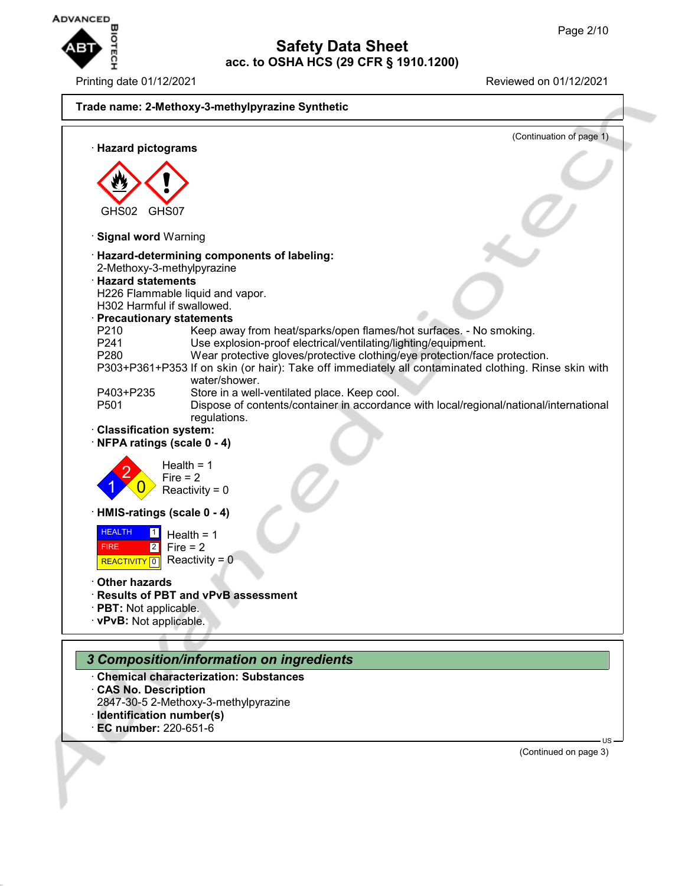**Trade name: 2-Methoxy-3-methylpyrazine Synthetic**

(Continuation of page 1)

· **Hazard pictograms**

GHS02 GHS07

· **Signal word** Warning

· **Hazard-determining components of labeling:**
2-Methoxy-3-methylpyrazine

· **Hazard statements**
H226 Flammable liquid and vapor.
H302 Harmful if swallowed.

· **Precautionary statements**

| | |
|---|---|
| P210 | Keep away from heat/sparks/open flames/hot surfaces. - No smoking. |
| P241 | Use explosion-proof electrical/ventilating/lighting/equipment. |
| P280 | Wear protective gloves/protective clothing/eye protection/face protection. |
| P303+P361+P353 | If on skin (or hair): Take off immediately all contaminated clothing. Rinse skin with water/shower. |
| P403+P235 | Store in a well-ventilated place. Keep cool. |
| P501 | Dispose of contents/container in accordance with local/regional/national/international regulations. |

· **Classification system:**

· **NFPA ratings (scale 0 - 4)**

Health = 1
Fire = 2
Reactivity = 0

· **HMIS-ratings (scale 0 - 4)**

| | | |
|---|---|---|
| HEALTH | 1 | Health = 1 |
| FIRE | 2 | Fire = 2 |
| REACTIVITY | 0 | Reactivity = 0 |

· **Other hazards**

· **Results of PBT and vPvB assessment**

· **PBT:** Not applicable.

· **vPvB:** Not applicable.

## 3 Composition/information on ingredients

· **Chemical characterization: Substances**

· **CAS No. Description**
2847-30-5 2-Methoxy-3-methylpyrazine

· **Identification number(s)**

· **EC number:** 220-651-6

(Continued on page 3)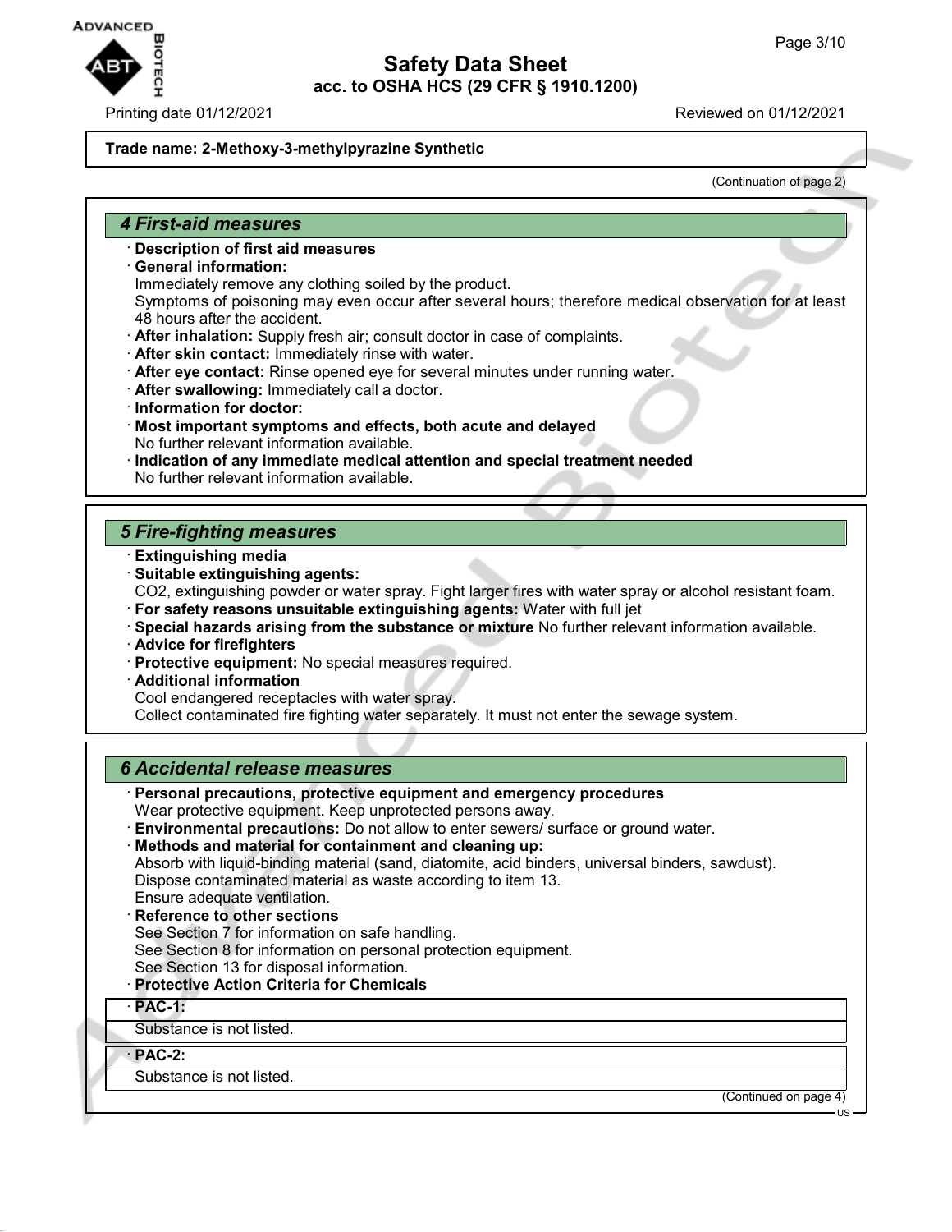**Trade name: 2-Methoxy-3-methylpyrazine Synthetic**

(Continuation of page 2)

## 4 First-aid measures

- **Description of first aid measures**
- **General information:**
  Immediately remove any clothing soiled by the product.
  Symptoms of poisoning may even occur after several hours; therefore medical observation for at least 48 hours after the accident.
- **After inhalation:** Supply fresh air; consult doctor in case of complaints.
- **After skin contact:** Immediately rinse with water.
- **After eye contact:** Rinse opened eye for several minutes under running water.
- **After swallowing:** Immediately call a doctor.
- **Information for doctor:**
- **Most important symptoms and effects, both acute and delayed**
  No further relevant information available.
- **Indication of any immediate medical attention and special treatment needed**
  No further relevant information available.

## 5 Fire-fighting measures

- **Extinguishing media**
- **Suitable extinguishing agents:**
  $CO_2$, extinguishing powder or water spray. Fight larger fires with water spray or alcohol resistant foam.
- **For safety reasons unsuitable extinguishing agents:** Water with full jet
- **Special hazards arising from the substance or mixture** No further relevant information available.
- **Advice for firefighters**
- **Protective equipment:** No special measures required.
- **Additional information**
  Cool endangered receptacles with water spray.
  Collect contaminated fire fighting water separately. It must not enter the sewage system.

## 6 Accidental release measures

- **Personal precautions, protective equipment and emergency procedures**
  Wear protective equipment. Keep unprotected persons away.
- **Environmental precautions:** Do not allow to enter sewers/ surface or ground water.
- **Methods and material for containment and cleaning up:**
  Absorb with liquid-binding material (sand, diatomite, acid binders, universal binders, sawdust).
  Dispose contaminated material as waste according to item 13.
  Ensure adequate ventilation.
- **Reference to other sections**
  See Section 7 for information on safe handling.
  See Section 8 for information on personal protection equipment.
  See Section 13 for disposal information.
- **Protective Action Criteria for Chemicals**

| · PAC-1: |
| --- |
| Substance is not listed. |

| · PAC-2: |
| --- |
| Substance is not listed. |

(Continued on page 4)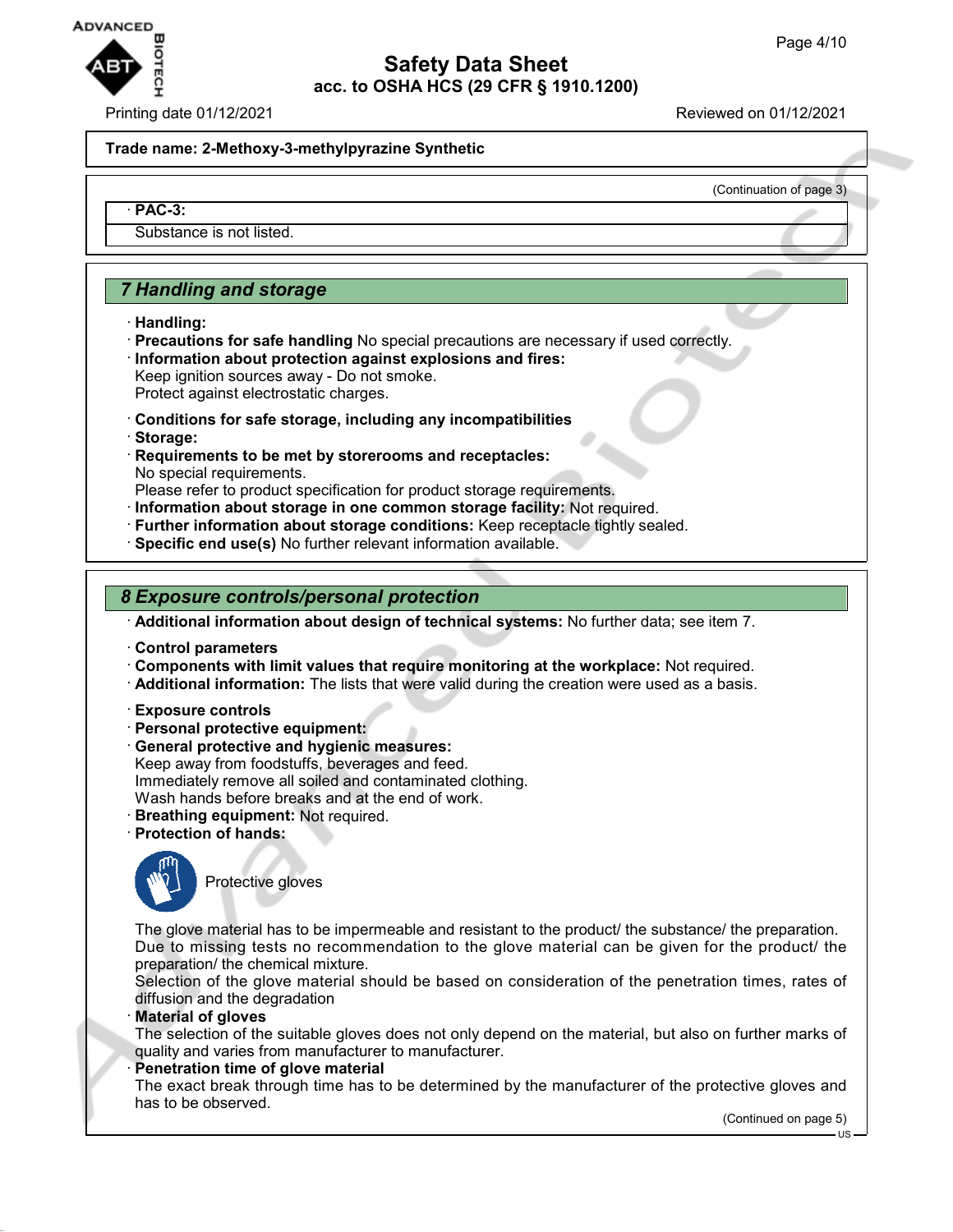**Trade name: 2-Methoxy-3-methylpyrazine Synthetic**

(Continuation of page 3)

· **PAC-3:**

Substance is not listed.

## 7 Handling and storage

· **Handling:**
· **Precautions for safe handling** No special precautions are necessary if used correctly.
· **Information about protection against explosions and fires:**
Keep ignition sources away - Do not smoke.
Protect against electrostatic charges.

· **Conditions for safe storage, including any incompatibilities**
· **Storage:**
· **Requirements to be met by storerooms and receptacles:**
No special requirements.
Please refer to product specification for product storage requirements.
· **Information about storage in one common storage facility:** Not required.
· **Further information about storage conditions:** Keep receptacle tightly sealed.
· **Specific end use(s)** No further relevant information available.

## 8 Exposure controls/personal protection

· **Additional information about design of technical systems:** No further data; see item 7.

· **Control parameters**
· **Components with limit values that require monitoring at the workplace:** Not required.
· **Additional information:** The lists that were valid during the creation were used as a basis.

· **Exposure controls**
· **Personal protective equipment:**
· **General protective and hygienic measures:**
Keep away from foodstuffs, beverages and feed.
Immediately remove all soiled and contaminated clothing.
Wash hands before breaks and at the end of work.
· **Breathing equipment:** Not required.
· **Protection of hands:**

Protective gloves

The glove material has to be impermeable and resistant to the product/ the substance/ the preparation.
Due to missing tests no recommendation to the glove material can be given for the product/ the preparation/ the chemical mixture.
Selection of the glove material should be based on consideration of the penetration times, rates of diffusion and the degradation
· **Material of gloves**
The selection of the suitable gloves does not only depend on the material, but also on further marks of quality and varies from manufacturer to manufacturer.
· **Penetration time of glove material**
The exact break through time has to be determined by the manufacturer of the protective gloves and has to be observed.

(Continued on page 5)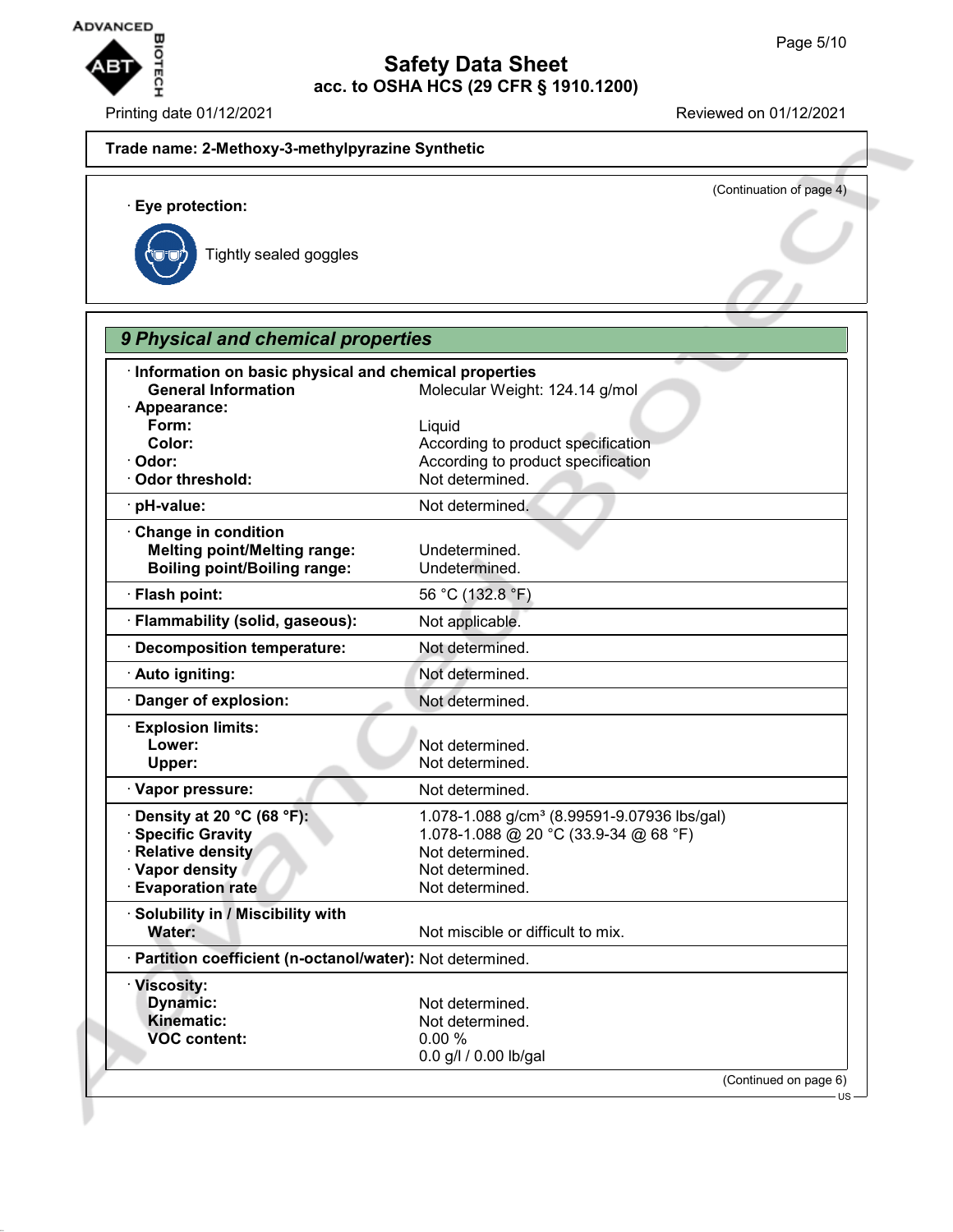**Trade name: 2-Methoxy-3-methylpyrazine Synthetic**

(Continuation of page 4)

· **Eye protection:**

Tightly sealed goggles

## 9 Physical and chemical properties

| | |
|---|---|
| · **Information on basic physical and chemical properties** | |
| **General Information** | Molecular Weight: 124.14 g/mol |
| · **Appearance:** | |
| **Form:** | Liquid |
| **Color:** | According to product specification |
| · **Odor:** | According to product specification |
| · **Odor threshold:** | Not determined. |
| · **pH-value:** | Not determined. |
| · **Change in condition** | |
| **Melting point/Melting range:** | Undetermined. |
| **Boiling point/Boiling range:** | Undetermined. |
| · **Flash point:** | 56 °C (132.8 °F) |
| · **Flammability (solid, gaseous):** | Not applicable. |
| · **Decomposition temperature:** | Not determined. |
| · **Auto igniting:** | Not determined. |
| · **Danger of explosion:** | Not determined. |
| · **Explosion limits:** | |
| **Lower:** | Not determined. |
| **Upper:** | Not determined. |
| · **Vapor pressure:** | Not determined. |
| · **Density at 20 °C (68 °F):** | 1.078-1.088 g/cm³ (8.99591-9.07936 lbs/gal) |
| · **Specific Gravity** | 1.078-1.088 @ 20 °C (33.9-34 @ 68 °F) |
| · **Relative density** | Not determined. |
| · **Vapor density** | Not determined. |
| · **Evaporation rate** | Not determined. |
| · **Solubility in / Miscibility with** | |
| **Water:** | Not miscible or difficult to mix. |
| · **Partition coefficient (n-octanol/water):** | Not determined. |
| · **Viscosity:** | |
| **Dynamic:** | Not determined. |
| **Kinematic:** | Not determined. |
| **VOC content:** | 0.00 % |
| | 0.0 g/l / 0.00 lb/gal |

(Continued on page 6)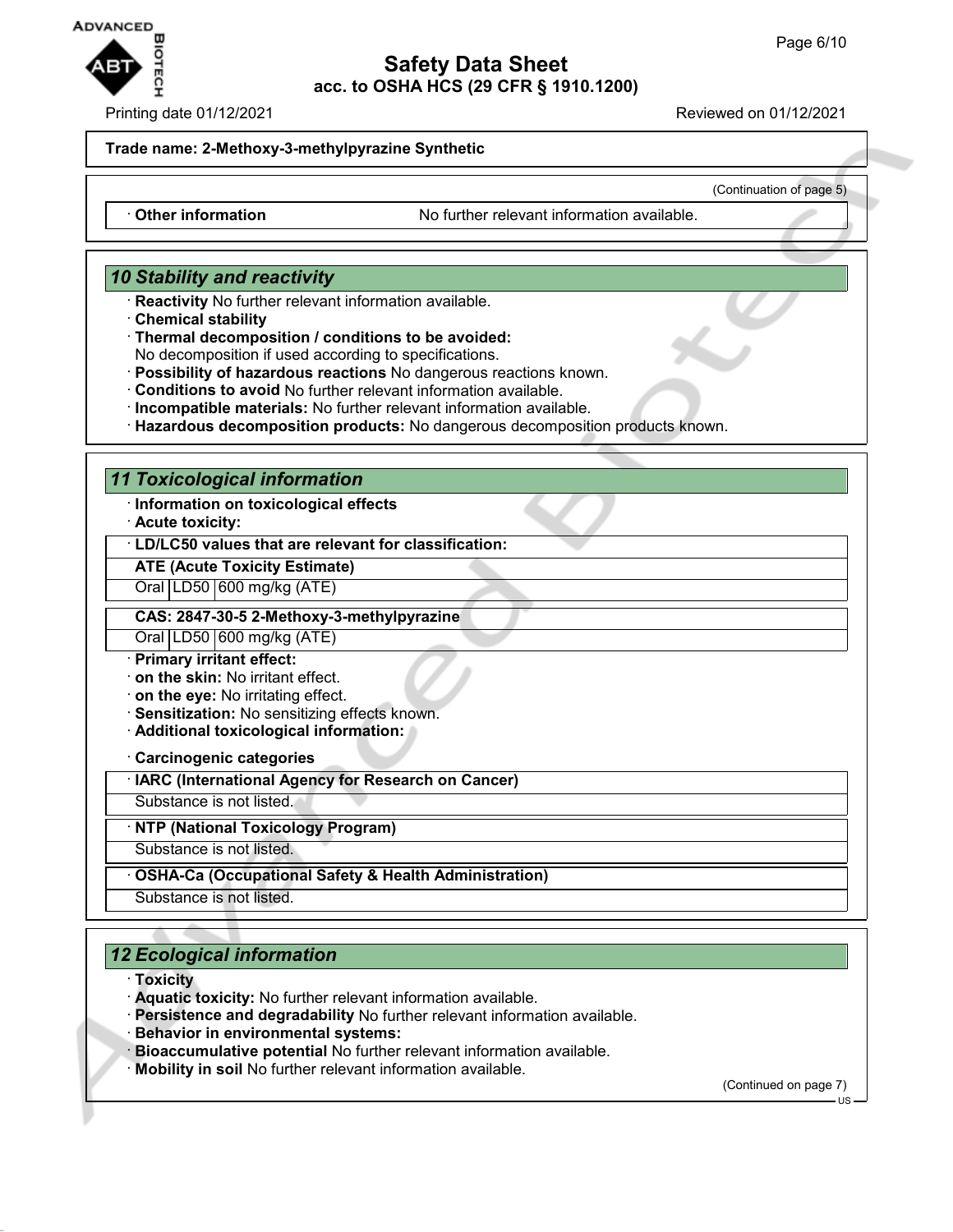**Trade name: 2-Methoxy-3-methylpyrazine Synthetic**

(Continuation of page 5)

| · **Other information** | No further relevant information available. |
|---|---|

## 10 Stability and reactivity

· **Reactivity** No further relevant information available.
· **Chemical stability**
· **Thermal decomposition / conditions to be avoided:**
No decomposition if used according to specifications.
· **Possibility of hazardous reactions** No dangerous reactions known.
· **Conditions to avoid** No further relevant information available.
· **Incompatible materials:** No further relevant information available.
· **Hazardous decomposition products:** No dangerous decomposition products known.

## 11 Toxicological information

· **Information on toxicological effects**
· **Acute toxicity:**

| · **LD/LC50 values that are relevant for classification:** | | |
|---|---|---|
| **ATE (Acute Toxicity Estimate)** | | |
| Oral | LD50 | 600 mg/kg (ATE) |
| **CAS: 2847-30-5 2-Methoxy-3-methylpyrazine** | | |
| Oral | LD50 | 600 mg/kg (ATE) |

· **Primary irritant effect:**
· **on the skin:** No irritant effect.
· **on the eye:** No irritating effect.
· **Sensitization:** No sensitizing effects known.
· **Additional toxicological information:**

· **Carcinogenic categories**

| · **IARC (International Agency for Research on Cancer)** |
|---|
| Substance is not listed. |

| · **NTP (National Toxicology Program)** |
|---|
| Substance is not listed. |

| · **OSHA-Ca (Occupational Safety & Health Administration)** |
|---|
| Substance is not listed. |

## 12 Ecological information

· **Toxicity**
· **Aquatic toxicity:** No further relevant information available.
· **Persistence and degradability** No further relevant information available.
· **Behavior in environmental systems:**
· **Bioaccumulative potential** No further relevant information available.
· **Mobility in soil** No further relevant information available.

(Continued on page 7)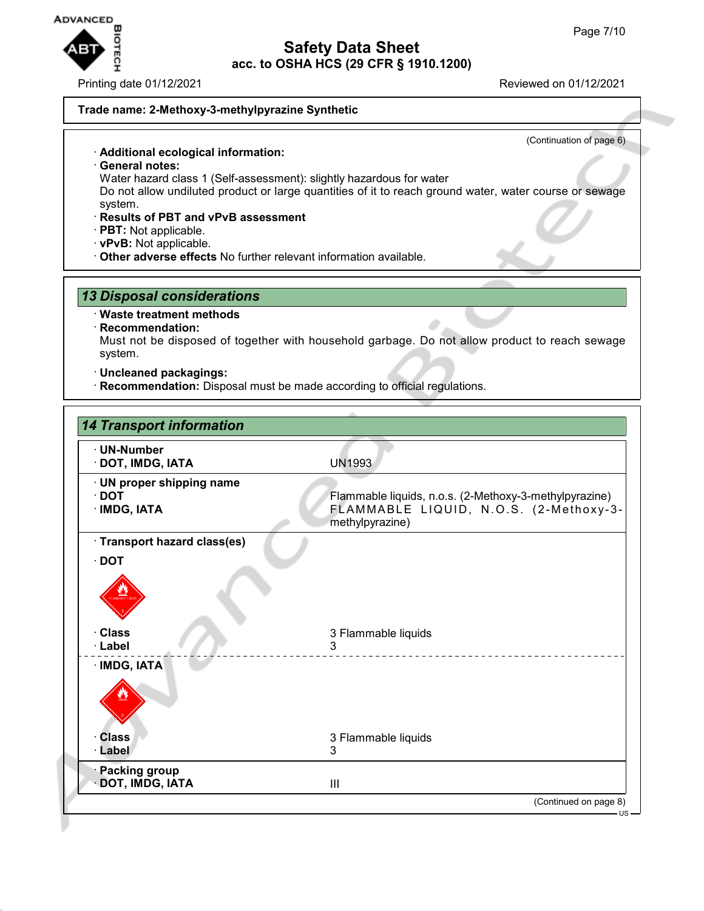**Trade name: 2-Methoxy-3-methylpyrazine Synthetic**

(Continuation of page 6)

- **Additional ecological information:**
- **General notes:**
  Water hazard class 1 (Self-assessment): slightly hazardous for water
  Do not allow undiluted product or large quantities of it to reach ground water, water course or sewage system.
- **Results of PBT and vPvB assessment**
- **PBT:** Not applicable.
- **vPvB:** Not applicable.
- **Other adverse effects** No further relevant information available.

## 13 Disposal considerations

- **Waste treatment methods**
- **Recommendation:**
  Must not be disposed of together with household garbage. Do not allow product to reach sewage system.
- **Uncleaned packagings:**
- **Recommendation:** Disposal must be made according to official regulations.

## 14 Transport information

| | |
|---|---|
| · **UN-Number**<br>· **DOT, IMDG, IATA** | UN1993 |
| · **UN proper shipping name**<br>· **DOT**<br>· **IMDG, IATA** | <br>Flammable liquids, n.o.s. (2-Methoxy-3-methylpyrazine)<br>FLAMMABLE LIQUID, N.O.S. (2-Methoxy-3-methylpyrazine) |
| · **Transport hazard class(es)** | |
| · **DOT** | |
| · **Class**<br>· **Label** | 3 Flammable liquids<br>3 |
| · **IMDG, IATA** | |
| · **Class**<br>· **Label** | 3 Flammable liquids<br>3 |
| · **Packing group**<br>· **DOT, IMDG, IATA** | III |

(Continued on page 8)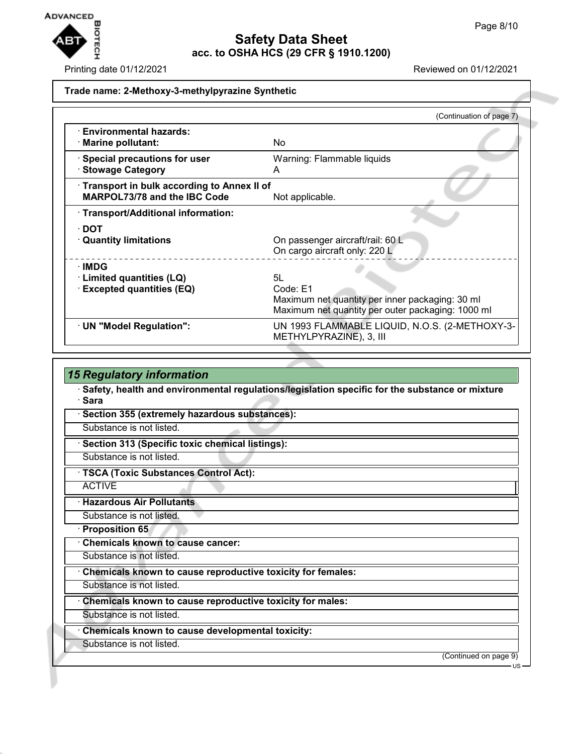**Trade name: 2-Methoxy-3-methylpyrazine Synthetic**

(Continuation of page 7)

| | |
|---|---|
| · **Environmental hazards:** | |
| · **Marine pollutant:** | No |
| · **Special precautions for user** | Warning: Flammable liquids |
| · **Stowage Category** | A |
| · **Transport in bulk according to Annex II of MARPOL73/78 and the IBC Code** | Not applicable. |
| · **Transport/Additional information:** | |
| · **DOT** | |
| · **Quantity limitations** | On passenger aircraft/rail: 60 L<br>On cargo aircraft only: 220 L |
| · **IMDG** | |
| · **Limited quantities (LQ)** | 5L |
| · **Excepted quantities (EQ)** | Code: E1<br>Maximum net quantity per inner packaging: 30 ml<br>Maximum net quantity per outer packaging: 1000 ml |
| · **UN "Model Regulation":** | UN 1993 FLAMMABLE LIQUID, N.O.S. (2-METHOXY-3-METHYLPYRAZINE), 3, III |

## *15 Regulatory information*

· **Safety, health and environmental regulations/legislation specific for the substance or mixture**

· **Sara**

· **Section 355 (extremely hazardous substances):**

Substance is not listed.

· **Section 313 (Specific toxic chemical listings):**

Substance is not listed.

· **TSCA (Toxic Substances Control Act):**

ACTIVE

· **Hazardous Air Pollutants**

Substance is not listed.

· **Proposition 65**

· **Chemicals known to cause cancer:**

Substance is not listed.

· **Chemicals known to cause reproductive toxicity for females:**

Substance is not listed.

· **Chemicals known to cause reproductive toxicity for males:**

Substance is not listed.

· **Chemicals known to cause developmental toxicity:**

Substance is not listed.

(Continued on page 9)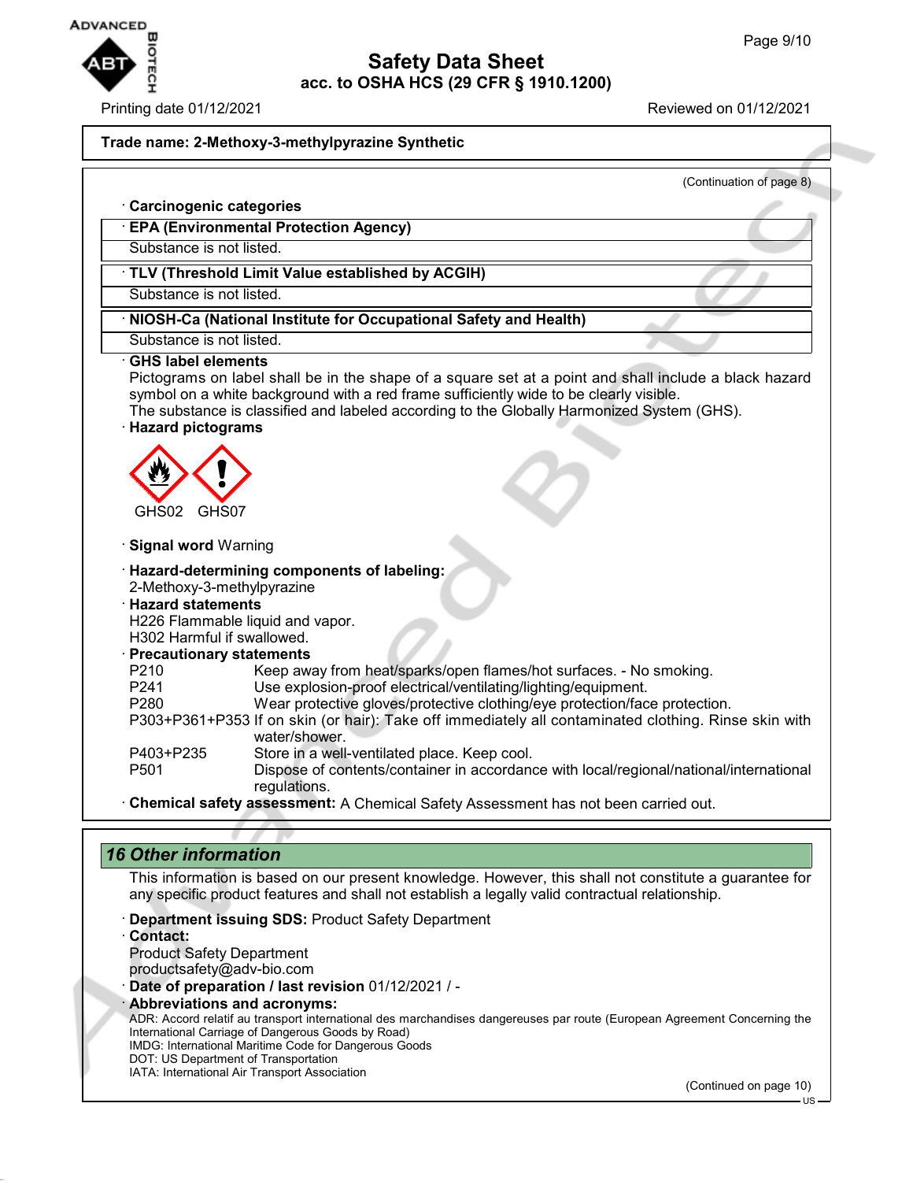**Trade name: 2-Methoxy-3-methylpyrazine Synthetic**

(Continuation of page 8)

· **Carcinogenic categories**

| · **EPA (Environmental Protection Agency)** |
|---|
| Substance is not listed. |

| · **TLV (Threshold Limit Value established by ACGIH)** |
|---|
| Substance is not listed. |

| · **NIOSH-Ca (National Institute for Occupational Safety and Health)** |
|---|
| Substance is not listed. |

· **GHS label elements**

Pictograms on label shall be in the shape of a square set at a point and shall include a black hazard symbol on a white background with a red frame sufficiently wide to be clearly visible.
The substance is classified and labeled according to the Globally Harmonized System (GHS).

· **Hazard pictograms**

GHS02 GHS07

· **Signal word** Warning

· **Hazard-determining components of labeling:**
2-Methoxy-3-methylpyrazine

· **Hazard statements**
H226 Flammable liquid and vapor.
H302 Harmful if swallowed.

· **Precautionary statements**

| | |
|---|---|
| P210 | Keep away from heat/sparks/open flames/hot surfaces. - No smoking. |
| P241 | Use explosion-proof electrical/ventilating/lighting/equipment. |
| P280 | Wear protective gloves/protective clothing/eye protection/face protection. |
| P303+P361+P353 | If on skin (or hair): Take off immediately all contaminated clothing. Rinse skin with water/shower. |
| P403+P235 | Store in a well-ventilated place. Keep cool. |
| P501 | Dispose of contents/container in accordance with local/regional/national/international regulations. |

· **Chemical safety assessment:** A Chemical Safety Assessment has not been carried out.

## 16 Other information

This information is based on our present knowledge. However, this shall not constitute a guarantee for any specific product features and shall not establish a legally valid contractual relationship.

· **Department issuing SDS:** Product Safety Department

· **Contact:**
Product Safety Department
productsafety@adv-bio.com

· **Date of preparation / last revision** 01/12/2021 / -

· **Abbreviations and acronyms:**
ADR: Accord relatif au transport international des marchandises dangereuses par route (European Agreement Concerning the International Carriage of Dangerous Goods by Road)
IMDG: International Maritime Code for Dangerous Goods
DOT: US Department of Transportation
IATA: International Air Transport Association

(Continued on page 10)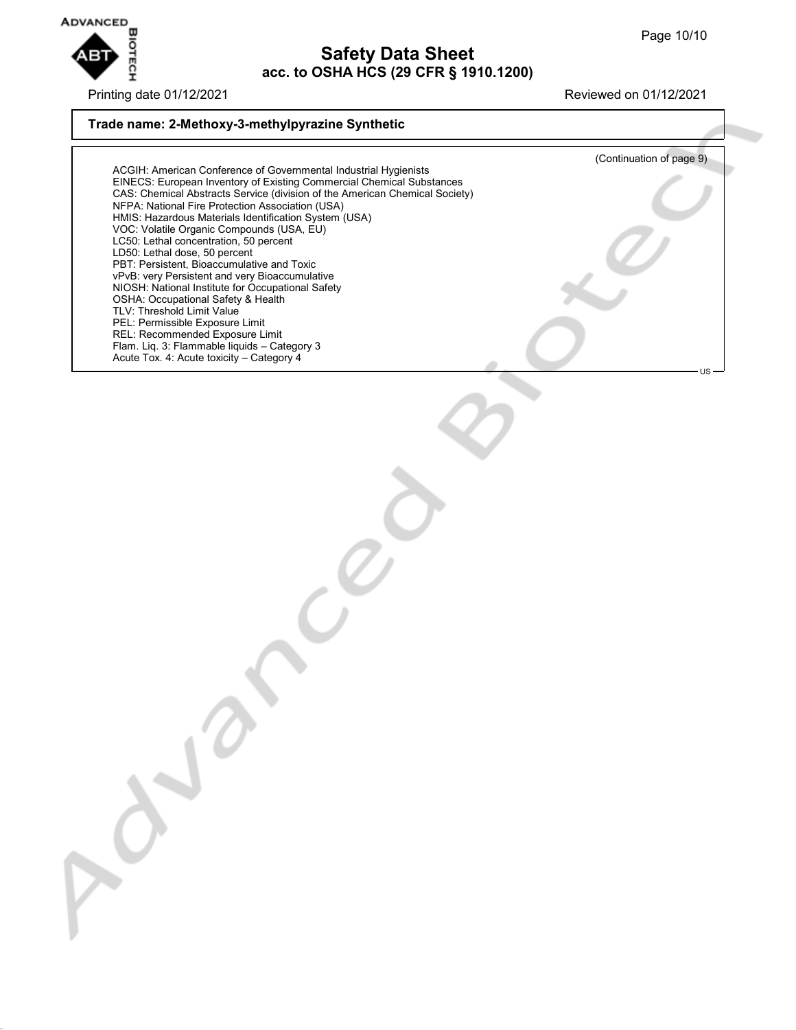**Trade name: 2-Methoxy-3-methylpyrazine Synthetic**

(Continuation of page 9)

ACGIH: American Conference of Governmental Industrial Hygienists
EINECS: European Inventory of Existing Commercial Chemical Substances
CAS: Chemical Abstracts Service (division of the American Chemical Society)
NFPA: National Fire Protection Association (USA)
HMIS: Hazardous Materials Identification System (USA)
VOC: Volatile Organic Compounds (USA, EU)
LC50: Lethal concentration, 50 percent
LD50: Lethal dose, 50 percent
PBT: Persistent, Bioaccumulative and Toxic
vPvB: very Persistent and very Bioaccumulative
NIOSH: National Institute for Occupational Safety
OSHA: Occupational Safety & Health
TLV: Threshold Limit Value
PEL: Permissible Exposure Limit
REL: Recommended Exposure Limit
Flam. Liq. 3: Flammable liquids – Category 3
Acute Tox. 4: Acute toxicity – Category 4

US